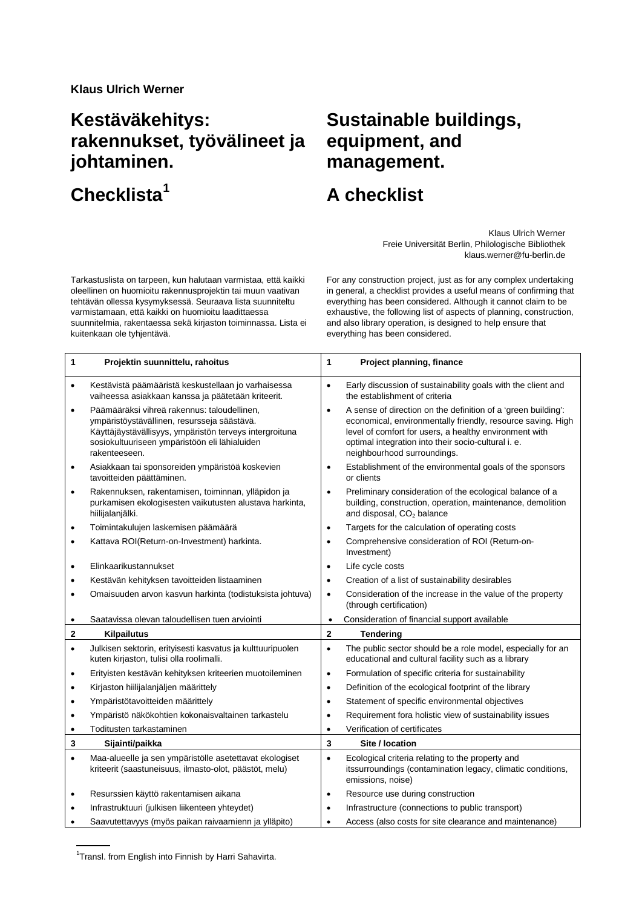**Klaus Ulrich Werner**

# Kestäväkehitys: rakennukset, työvälineet ja johtaminen.

# Checklista[1]

# Sustainable buildings, equipment, and management.

# A checklist

Klaus Ulrich Werner
Freie Universität Berlin, Philologische Bibliothek
klaus.werner@fu-berlin.de

Tarkastuslista on tarpeen, kun halutaan varmistaa, että kaikki oleellinen on huomioitu rakennusprojektin tai muun vaativan tehtävän ollessa kysymyksessä. Seuraava lista suunniteltu varmistamaan, että kaikki on huomioitu laadittaessa suunnitelmia, rakentaessa sekä kirjaston toiminnassa. Lista ei kuitenkaan ole tyhjentävä.

For any construction project, just as for any complex undertaking in general, a checklist provides a useful means of confirming that everything has been considered. Although it cannot claim to be exhaustive, the following list of aspects of planning, construction, and also library operation, is designed to help ensure that everything has been considered.

| **1 Projektin suunnittelu, rahoitus** | **1 Project planning, finance** |
|---|---|
| • Kestävistä päämääristä keskustellaan jo varhaisessa vaiheessa asiakkaan kanssa ja päätetään kriteerit. | • Early discussion of sustainability goals with the client and the establishment of criteria |
| • Päämääräksi vihreä rakennus: taloudellinen, ympäristöystävällinen, resursseja säästävä. Käyttäjäystävällisyys, ympäristön terveys intergroituna sosiokultuuriseen ympäristöön eli lähialuiden rakenteeseen. | • A sense of direction on the definition of a 'green building': economical, environmentally friendly, resource saving. High level of comfort for users, a healthy environment with optimal integration into their socio-cultural i. e. neighbourhood surroundings. |
| • Asiakkaan tai sponsoreiden ympäristöä koskevien tavoitteiden päättäminen. | • Establishment of the environmental goals of the sponsors or clients |
| • Rakennuksen, rakentamisen, toiminnan, ylläpidon ja purkamisen ekologisesten vaikutusten alustava harkinta, hiilijalanjälki. | • Preliminary consideration of the ecological balance of a building, construction, operation, maintenance, demolition and disposal, $CO_2$ balance |
| • Toimintakulujen laskemisen päämäärä | • Targets for the calculation of operating costs |
| • Kattava ROI(Return-on-Investment) harkinta. | • Comprehensive consideration of ROI (Return-on-Investment) |
| • Elinkaarikustannukset | • Life cycle costs |
| • Kestävän kehityksen tavoitteiden listaaminen | • Creation of a list of sustainability desirables |
| • Omaisuuden arvon kasvun harkinta (todistuksista johtuva) | • Consideration of the increase in the value of the property (through certification) |
| • Saatavissa olevan taloudellisen tuen arviointi | • Consideration of financial support available |
| **2 Kilpailutus** | **2 Tendering** |
| • Julkisen sektorin, erityisesti kasvatus ja kulttuuripuolen kuten kirjaston, tulisi olla roolimalli. | • The public sector should be a role model, especially for an educational and cultural facility such as a library |
| • Erityisten kestävän kehityksen kriteerien muotoileminen | • Formulation of specific criteria for sustainability |
| • Kirjaston hiilijalanjäljen määrittely | • Definition of the ecological footprint of the library |
| • Ympäristötavoitteiden määrittely | • Statement of specific environmental objectives |
| • Ympäristö näkökohtien kokonaisvaltainen tarkastelu | • Requirement fora holistic view of sustainability issues |
| • Toditusten tarkastaminen | • Verification of certificates |
| **3 Sijainti/paikka** | **3 Site / location** |
| • Maa-alueelle ja sen ympäristölle asetettavat ekologiset kriteerit (saastuneisuus, ilmasto-olot, päästöt, melu) | • Ecological criteria relating to the property and itssurroundings (contamination legacy, climatic conditions, emissions, noise) |
| • Resurssien käyttö rakentamisen aikana | • Resource use during construction |
| • Infrastruktuuri (julkisen liikenteen yhteydet) | • Infrastructure (connections to public transport) |
| • Saavutettavyys (myös paikan raivaamienn ja ylläpito) | • Access (also costs for site clearance and maintenance) |

[1] Transl. from English into Finnish by Harri Sahavirta.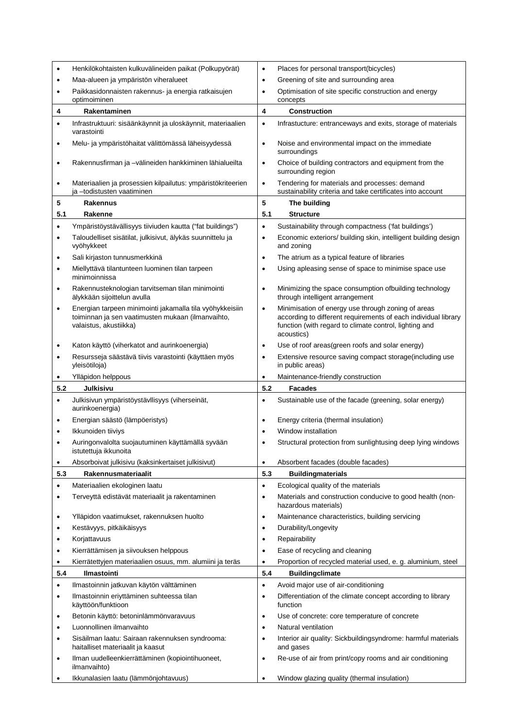| | |
|---|---|
| • Henkilökohtaisten kulkuvälineiden paikat (Polkupyörät) | • Places for personal transport(bicycles) |
| • Maa-alueen ja ympäristön viheralueet | • Greening of site and surrounding area |
| • Paikkasidonnaisten rakennus- ja energia ratkaisujen optimoiminen | • Optimisation of site specific construction and energy concepts |
| **4 Rakentaminen** | **4 Construction** |
| • Infrastruktuuri: sisäänkäynnit ja uloskäynnit, materiaalien varastointi | • Infrastucture: entranceways and exits, storage of materials |
| • Melu- ja ympäristöhaitat välittömässä läheisyydessä | • Noise and environmental impact on the immediate surroundings |
| • Rakennusfirman ja –välineiden hankkiminen lähialueilta | • Choice of building contractors and equipment from the surrounding region |
| • Materiaalien ja prosessien kilpailutus: ympäristökriteerien ja –todistusten vaatiminen | • Tendering for materials and processes: demand sustainability criteria and take certificates into account |
| **5 Rakennus** | **5 The building** |
| **5.1 Rakenne** | **5.1 Structure** |
| • Ympäristöystävällisyys tiiviuden kautta ("fat buildings") | • Sustainability through compactness ('fat buildings') |
| • Taloudelliset sisätilat, julkisivut, älykäs suunnittelu ja vyöhykkeet | • Economic exteriors/ building skin, intelligent building design and zoning |
| • Sali kirjaston tunnusmerkkinä | • The atrium as a typical feature of libraries |
| • Miellyttävä tilantunteen luominen tilan tarpeen minimoinnissa | • Using apleasing sense of space to minimise space use |
| • Rakennusteknologian tarvitseman tilan minimointi älykkään sijoittelun avulla | • Minimizing the space consumption ofbuilding technology through intelligent arrangement |
| • Energian tarpeen minimointi jakamalla tila vyöhykkeisiin toiminnan ja sen vaatimusten mukaan (ilmanvaihto, valaistus, akustiikka) | • Minimisation of energy use through zoning of areas according to different requirements of each individual library function (with regard to climate control, lighting and acoustics) |
| • Katon käyttö (viherkatot and aurinkoenergia) | • Use of roof areas(green roofs and solar energy) |
| • Resursseja säästävä tiivis varastointi (käyttäen myös yleisötiloja) | • Extensive resource saving compact storage(including use in public areas) |
| • Ylläpidon helppous | • Maintenance-friendly construction |
| **5.2 Julkisivu** | **5.2 Facades** |
| • Julkisivun ympäristöystävllisyys (viherseinät, aurinkoenergia) | • Sustainable use of the facade (greening, solar energy) |
| • Energian säästö (lämpöeristys) | • Energy criteria (thermal insulation) |
| • Ikkunoiden tiiviys | • Window installation |
| • Auringonvalolta suojautuminen käyttämällä syvään istutettuja ikkunoita | • Structural protection from sunlightusing deep lying windows |
| • Absorboivat julkisivu (kaksinkertaiset julkisivut) | • Absorbent facades (double facades) |
| **5.3 Rakennusmateriaalit** | **5.3 Buildingmaterials** |
| • Materiaalien ekologinen laatu | • Ecological quality of the materials |
| • Terveyttä edistävät materiaalit ja rakentaminen | • Materials and construction conducive to good health (non-hazardous materials) |
| • Ylläpidon vaatimukset, rakennuksen huolto | • Maintenance characteristics, building servicing |
| • Kestävyys, pitkäikäisyys | • Durability/Longevity |
| • Korjattavuus | • Repairability |
| • Kierrättämisen ja siivouksen helppous | • Ease of recycling and cleaning |
| • Kierrätettyjen materiaalien osuus, mm. alumiini ja teräs | • Proportion of recycled material used, e. g. aluminium, steel |
| **5.4 Ilmastointi** | **5.4 Buildingclimate** |
| • Ilmastoinnin jatkuvan käytön välttäminen | • Avoid major use of air-conditioning |
| • Ilmastoinnin eriyttäminen suhteessa tilan käyttöön/funktioon | • Differentiation of the climate concept according to library function |
| • Betonin käyttö: betoninlämmönvaravuus | • Use of concrete: core temperature of concrete |
| • Luonnollinen ilmanvaihto | • Natural ventilation |
| • Sisäilman laatu: Sairaan rakennuksen syndrooma: haitalliset materiaalit ja kaasut | • Interior air quality: Sickbuildingsyndrome: harmful materials and gases |
| • Ilman uudelleenkierrättäminen (kopiointihuoneet, ilmanvaihto) | • Re-use of air from print/copy rooms and air conditioning |
| • Ikkunalasien laatu (lämmönjohtavuus) | • Window glazing quality (thermal insulation) |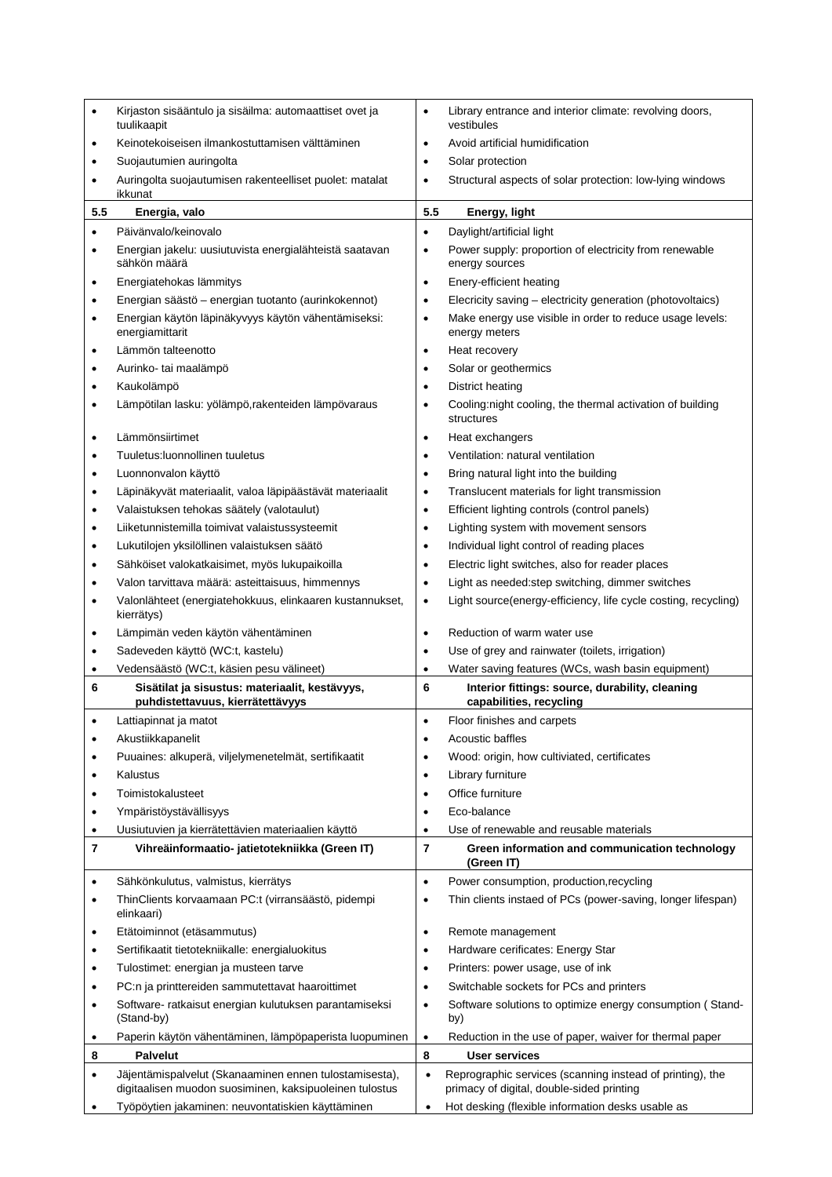| Finnish | English |
|---|---|
| • Kirjaston sisääntulo ja sisäilma: automaattiset ovet ja tuulikaapit | • Library entrance and interior climate: revolving doors, vestibules |
| • Keinotekoiseisen ilmankostuttamisen välttäminen | • Avoid artificial humidification |
| • Suojautumien auringolta | • Solar protection |
| • Auringolta suojautumisen rakenteelliset puolet: matalat ikkunat | • Structural aspects of solar protection: low-lying windows |
| **5.5 Energia, valo** | **5.5 Energy, light** |
| • Päivänvalo/keinovalo | • Daylight/artificial light |
| • Energian jakelu: uusiutuvista energialähteistä saatavan sähkön määrä | • Power supply: proportion of electricity from renewable energy sources |
| • Energiatehokas lämmitys | • Enery-efficient heating |
| • Energian säästö – energian tuotanto (aurinkokennot) | • Elecricity saving – electricity generation (photovoltaics) |
| • Energian käytön läpinäkyvyys käytön vähentämiseksi: energiamittarit | • Make energy use visible in order to reduce usage levels: energy meters |
| • Lämmön talteenotto | • Heat recovery |
| • Aurinko- tai maalämpö | • Solar or geothermics |
| • Kaukolämpö | • District heating |
| • Lämpötilan lasku: yölämpö,rakenteiden lämpövaraus | • Cooling:night cooling, the thermal activation of building structures |
| • Lämmönsiirtimet | • Heat exchangers |
| • Tuuletus:luonnollinen tuuletus | • Ventilation: natural ventilation |
| • Luonnonvalon käyttö | • Bring natural light into the building |
| • Läpinäkyvät materiaalit, valoa läpipäästävät materiaalit | • Translucent materials for light transmission |
| • Valaistuksen tehokas säätely (valotaulut) | • Efficient lighting controls (control panels) |
| • Liiketunnistemilla toimivat valaistussysteemit | • Lighting system with movement sensors |
| • Lukutilojen yksilöllinen valaistuksen säätö | • Individual light control of reading places |
| • Sähköiset valokatkaisimet, myös lukupaikoilla | • Electric light switches, also for reader places |
| • Valon tarvittava määrä: asteittaisuus, himmennys | • Light as needed:step switching, dimmer switches |
| • Valonlähteet (energiatehokkuus, elinkaaren kustannukset, kierrätys) | • Light source(energy-efficiency, life cycle costing, recycling) |
| • Lämpimän veden käytön vähentäminen | • Reduction of warm water use |
| • Sadeveden käyttö (WC:t, kastelu) | • Use of grey and rainwater (toilets, irrigation) |
| • Vedensäästö (WC:t, käsien pesu välineet) | • Water saving features (WCs, wash basin equipment) |
| **6 Sisätilat ja sisustus: materiaalit, kestävyys, puhdistettavuus, kierrätettävyys** | **6 Interior fittings: source, durability, cleaning capabilities, recycling** |
| • Lattiapinnat ja matot | • Floor finishes and carpets |
| • Akustiikkapanelit | • Acoustic baffles |
| • Puuaines: alkuperä, viljelymenetelmät, sertifikaatit | • Wood: origin, how cultiviated, certificates |
| • Kalustus | • Library furniture |
| • Toimistokalusteet | • Office furniture |
| • Ympäristöystävällisyys | • Eco-balance |
| • Uusiutuvien ja kierrätettävien materiaalien käyttö | • Use of renewable and reusable materials |
| **7 Vihreäinformaatio- jatietotekniikka (Green IT)** | **7 Green information and communication technology (Green IT)** |
| • Sähkönkulutus, valmistus, kierrätys | • Power consumption, production,recycling |
| • ThinClients korvaamaan PC:t (virransäästö, pidempi elinkaari) | • Thin clients instaed of PCs (power-saving, longer lifespan) |
| • Etätoiminnot (etäsammutus) | • Remote management |
| • Sertifikaatit tietotekniikalle: energialuokitus | • Hardware cerificates: Energy Star |
| • Tulostimet: energian ja musteen tarve | • Printers: power usage, use of ink |
| • PC:n ja printtereiden sammutettavat haaroittimet | • Switchable sockets for PCs and printers |
| • Software- ratkaisut energian kulutuksen parantamiseksi (Stand-by) | • Software solutions to optimize energy consumption ( Stand-by) |
| • Paperin käytön vähentäminen, lämpöpaperista luopuminen | • Reduction in the use of paper, waiver for thermal paper |
| **8 Palvelut** | **8 User services** |
| • Jäjentämispalvelut (Skanaaminen ennen tulostamisesta), digitaalisen muodon suosiminen, kaksipuoleinen tulostus | • Reprographic services (scanning instead of printing), the primacy of digital, double-sided printing |
| • Työpöytien jakaminen: neuvontatiskien käyttäminen | • Hot desking (flexible information desks usable as |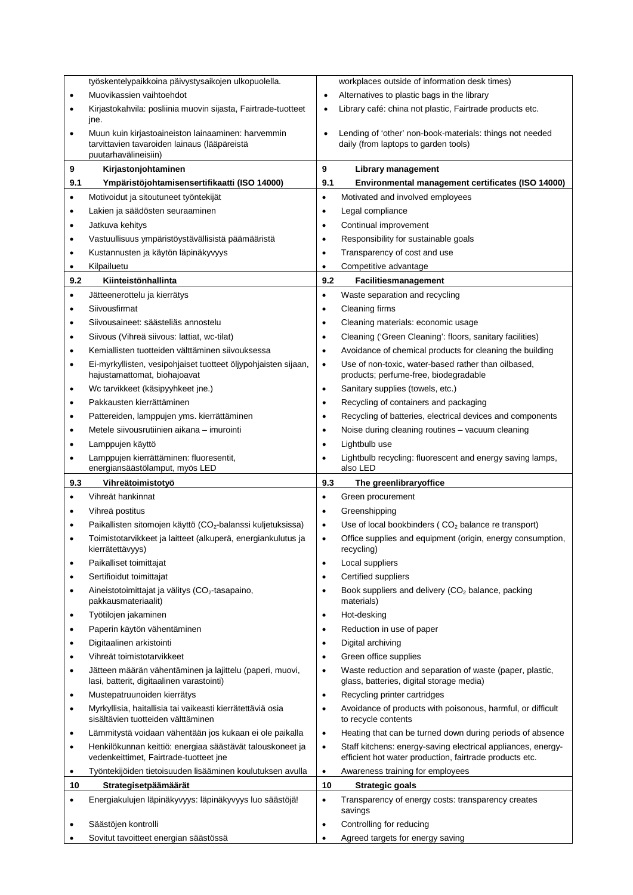| | |
|---|---|
| työskentelypaikkoina päivystysaikojen ulkopuolella. | workplaces outside of information desk times) |
| • Muovikassien vaihtoehdot | • Alternatives to plastic bags in the library |
| • Kirjastokahvila: posliinia muovin sijasta, Fairtrade-tuotteet jne. | • Library café: china not plastic, Fairtrade products etc. |
| • Muun kuin kirjastoaineiston lainaaminen: harvemmin tarvittavien tavaroiden lainaus (lääpäreistä puutarhavälineisiin) | • Lending of 'other' non-book-materials: things not needed daily (from laptops to garden tools) |
| **9 Kirjastonjohtaminen** | **9 Library management** |
| **9.1 Ympäristöjohtamisensertifikaatti (ISO 14000)** | **9.1 Environmental management certificates (ISO 14000)** |
| • Motivoidut ja sitoutuneet työntekijät | • Motivated and involved employees |
| • Lakien ja säädösten seuraaminen | • Legal compliance |
| • Jatkuva kehitys | • Continual improvement |
| • Vastuullisuus ympäristöystävällisistä päämääristä | • Responsibility for sustainable goals |
| • Kustannusten ja käytön läpinäkyvyys | • Transparency of cost and use |
| • Kilpailuetu | • Competitive advantage |
| **9.2 Kiinteistönhallinta** | **9.2 Facilitiesmanagement** |
| • Jätteenerottelu ja kierrätys | • Waste separation and recycling |
| • Siivousfirmat | • Cleaning firms |
| • Siivousaineet: säästeliäs annostelu | • Cleaning materials: economic usage |
| • Siivous (Vihreä siivous: lattiat, wc-tilat) | • Cleaning ('Green Cleaning': floors, sanitary facilities) |
| • Kemiallisten tuotteiden välttäminen siivouksessa | • Avoidance of chemical products for cleaning the building |
| • Ei-myrkyllisten, vesipohjaiset tuotteet öljypohjaisten sijaan, hajustamattomat, biohajoavat | • Use of non-toxic, water-based rather than oilbased, products; perfume-free, biodegradable |
| • Wc tarvikkeet (käsipyyhkeet jne.) | • Sanitary supplies (towels, etc.) |
| • Pakkausten kierrättäminen | • Recycling of containers and packaging |
| • Pattereiden, lamppujen yms. kierrättäminen | • Recycling of batteries, electrical devices and components |
| • Metele siivousrutiinien aikana – imurointi | • Noise during cleaning routines – vacuum cleaning |
| • Lamppujen käyttö | • Lightbulb use |
| • Lamppujen kierrättäminen: fluoresentit, energiansäästölamput, myös LED | • Lightbulb recycling: fluorescent and energy saving lamps, also LED |
| **9.3 Vihreätoimistotyö** | **9.3 The greenlibraryoffice** |
| • Vihreät hankinnat | • Green procurement |
| • Vihreä postitus | • Greenshipping |
| • Paikallisten sitomojen käyttö ($CO_2$-balanssi kuljetuksissa) | • Use of local bookbinders ( $CO_2$ balance re transport) |
| • Toimistotarvikkeet ja laitteet (alkuperä, energiankulutus ja kierrätettävyys) | • Office supplies and equipment (origin, energy consumption, recycling) |
| • Paikalliset toimittajat | • Local suppliers |
| • Sertifioidut toimittajat | • Certified suppliers |
| • Aineistotoimittajat ja välitys ($CO_2$-tasapaino, pakkausmateriaalit) | • Book suppliers and delivery ($CO_2$ balance, packing materials) |
| • Työtilojen jakaminen | • Hot-desking |
| • Paperin käytön vähentäminen | • Reduction in use of paper |
| • Digitaalinen arkistointi | • Digital archiving |
| • Vihreät toimistotarvikkeet | • Green office supplies |
| • Jätteen määrän vähentäminen ja lajittelu (paperi, muovi, lasi, batterit, digitaalinen varastointi) | • Waste reduction and separation of waste (paper, plastic, glass, batteries, digital storage media) |
| • Mustepatruunoiden kierrätys | • Recycling printer cartridges |
| • Myrkyllisiä, haitallisia tai vaikeasti kierrätettäviä osia sisältävien tuotteiden välttäminen | • Avoidance of products with poisonous, harmful, or difficult to recycle contents |
| • Lämmitystä voidaan vähentään jos kukaan ei ole paikalla | • Heating that can be turned down during periods of absence |
| • Henkilökunnan keittiö: energiaa säästävät talouskoneet ja vedenkeittimet, Fairtrade-tuotteet jne | • Staff kitchens: energy-saving electrical appliances, energy-efficient hot water production, fairtrade products etc. |
| • Työntekijöiden tietoisuuden lisääminen koulutuksen avulla | • Awareness training for employees |
| **10 Strategisetpäämäärät** | **10 Strategic goals** |
| • Energiakulujen läpinäkyvyys: läpinäkyvyys luo säästöjä! | • Transparency of energy costs: transparency creates savings |
| • Säästöjen kontrolli | • Controlling for reducing |
| • Sovitut tavoitteet energian säästössä | • Agreed targets for energy saving |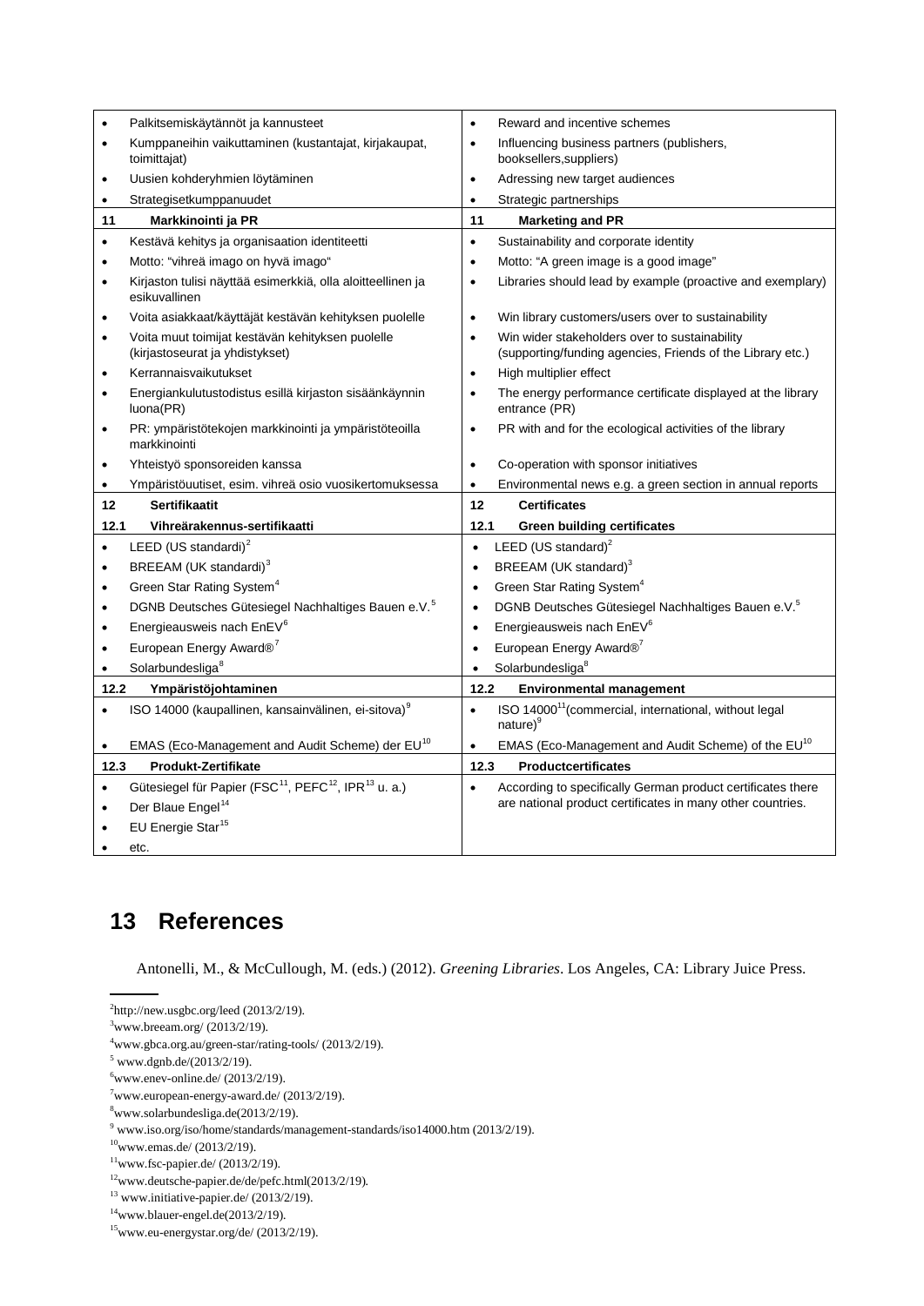| Finnish | English |
|---|---|
| • Palkitsemiskäytännöt ja kannusteet | • Reward and incentive schemes |
| • Kumppaneihin vaikuttaminen (kustantajat, kirjakaupat, toimittajat) | • Influencing business partners (publishers, booksellers,suppliers) |
| • Uusien kohderyhmien löytäminen | • Adressing new target audiences |
| • Strategisetkumppanuudet | • Strategic partnerships |
| **11 Markkinointi ja PR** | **11 Marketing and PR** |
| • Kestävä kehitys ja organisaation identiteetti | • Sustainability and corporate identity |
| • Motto: "vihreä imago on hyvä imago" | • Motto: "A green image is a good image" |
| • Kirjaston tulisi näyttää esimerkkiä, olla aloitteellinen ja esikuvallinen | • Libraries should lead by example (proactive and exemplary) |
| • Voita asiakkaat/käyttäjät kestävän kehityksen puolelle | • Win library customers/users over to sustainability |
| • Voita muut toimijat kestävän kehityksen puolelle (kirjastoseurat ja yhdistykset) | • Win wider stakeholders over to sustainability (supporting/funding agencies, Friends of the Library etc.) |
| • Kerrannaisvaikutukset | • High multiplier effect |
| • Energiankulutustodistus esillä kirjaston sisäänkäynnin luona(PR) | • The energy performance certificate displayed at the library entrance (PR) |
| • PR: ympäristötekojen markkinointi ja ympäristöteoilla markkinointi | • PR with and for the ecological activities of the library |
| • Yhteistyö sponsoreiden kanssa | • Co-operation with sponsor initiatives |
| • Ympäristöuutiset, esim. vihreä osio vuosikertomuksessa | • Environmental news e.g. a green section in annual reports |
| **12 Sertifikaatit** | **12 Certificates** |
| **12.1 Vihreärakennus-sertifikaatti** | **12.1 Green building certificates** |
| • LEED (US standardi)[2] | • LEED (US standard)[2] |
| • BREEAM (UK standardi)[3] | • BREEAM (UK standard)[3] |
| • Green Star Rating System[4] | • Green Star Rating System[4] |
| • DGNB Deutsches Gütesiegel Nachhaltiges Bauen e.V.[5] | • DGNB Deutsches Gütesiegel Nachhaltiges Bauen e.V.[5] |
| • Energieausweis nach EnEV[6] | • Energieausweis nach EnEV[6] |
| • European Energy Award®[7] | • European Energy Award®[7] |
| • Solarbundesliga[8] | • Solarbundesliga[8] |
| **12.2 Ympäristöjohtaminen** | **12.2 Environmental management** |
| • ISO 14000 (kaupallinen, kansainvälinen, ei-sitova)[9] | • ISO 14000[11](commercial, international, without legal nature)[9] |
| • EMAS (Eco-Management and Audit Scheme) der EU[10] | • EMAS (Eco-Management and Audit Scheme) of the EU[10] |
| **12.3 Produkt-Zertifikate** | **12.3 Productcertificates** |
| • Gütesiegel für Papier (FSC[11], PEFC[12], IPR[13] u. a.)<br>• Der Blaue Engel[14]<br>• EU Energie Star[15]<br>• etc. | • According to specifically German product certificates there are national product certificates in many other countries. |

# 13 References

Antonelli, M., & McCullough, M. (eds.) (2012). *Greening Libraries*. Los Angeles, CA: Library Juice Press.

---

[2] http://new.usgbc.org/leed (2013/2/19).

[3] www.breeam.org/ (2013/2/19).

[4] www.gbca.org.au/green-star/rating-tools/ (2013/2/19).

[5] www.dgnb.de/(2013/2/19).

[6] www.enev-online.de/ (2013/2/19).

[7] www.european-energy-award.de/ (2013/2/19).

[8] www.solarbundesliga.de(2013/2/19).

[9] www.iso.org/iso/home/standards/management-standards/iso14000.htm (2013/2/19).

[10] www.emas.de/ (2013/2/19).

[11] www.fsc-papier.de/ (2013/2/19).

[12] www.deutsche-papier.de/de/pefc.html(2013/2/19).

[13] www.initiative-papier.de/ (2013/2/19).

[14] www.blauer-engel.de(2013/2/19).

[15] www.eu-energystar.org/de/ (2013/2/19).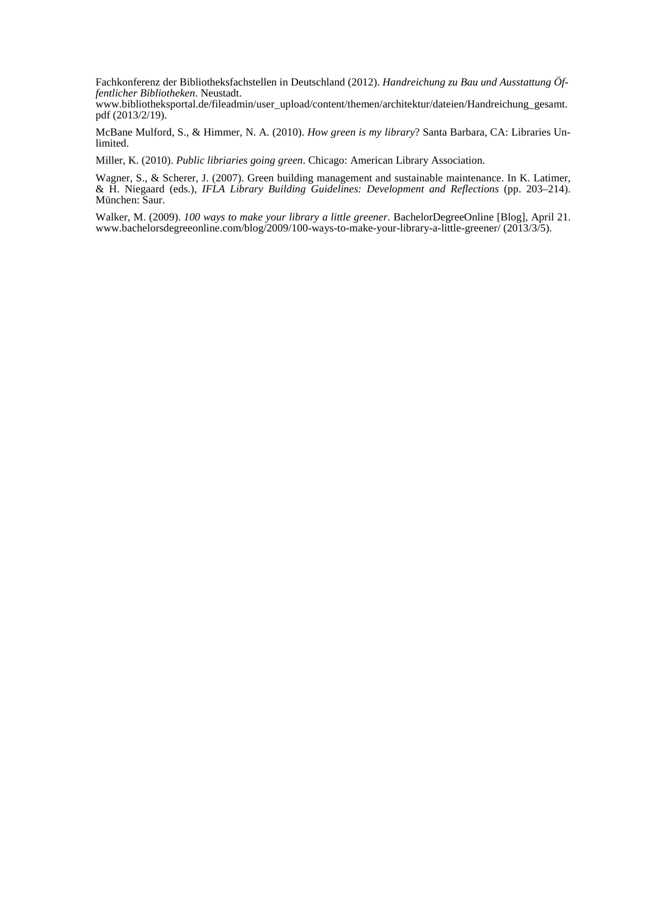Fachkonferenz der Bibliotheksfachstellen in Deutschland (2012). *Handreichung zu Bau und Ausstattung Öffentlicher Bibliotheken*. Neustadt. www.bibliotheksportal.de/fileadmin/user_upload/content/themen/architektur/dateien/Handreichung_gesamt.pdf (2013/2/19).

McBane Mulford, S., & Himmer, N. A. (2010). *How green is my library*? Santa Barbara, CA: Libraries Unlimited.

Miller, K. (2010). *Public libriaries going green*. Chicago: American Library Association.

Wagner, S., & Scherer, J. (2007). Green building management and sustainable maintenance. In K. Latimer, & H. Niegaard (eds.), *IFLA Library Building Guidelines: Development and Reflections* (pp. 203–214). München: Saur.

Walker, M. (2009). *100 ways to make your library a little greener*. BachelorDegreeOnline [Blog], April 21. www.bachelorsdegreeonline.com/blog/2009/100-ways-to-make-your-library-a-little-greener/ (2013/3/5).